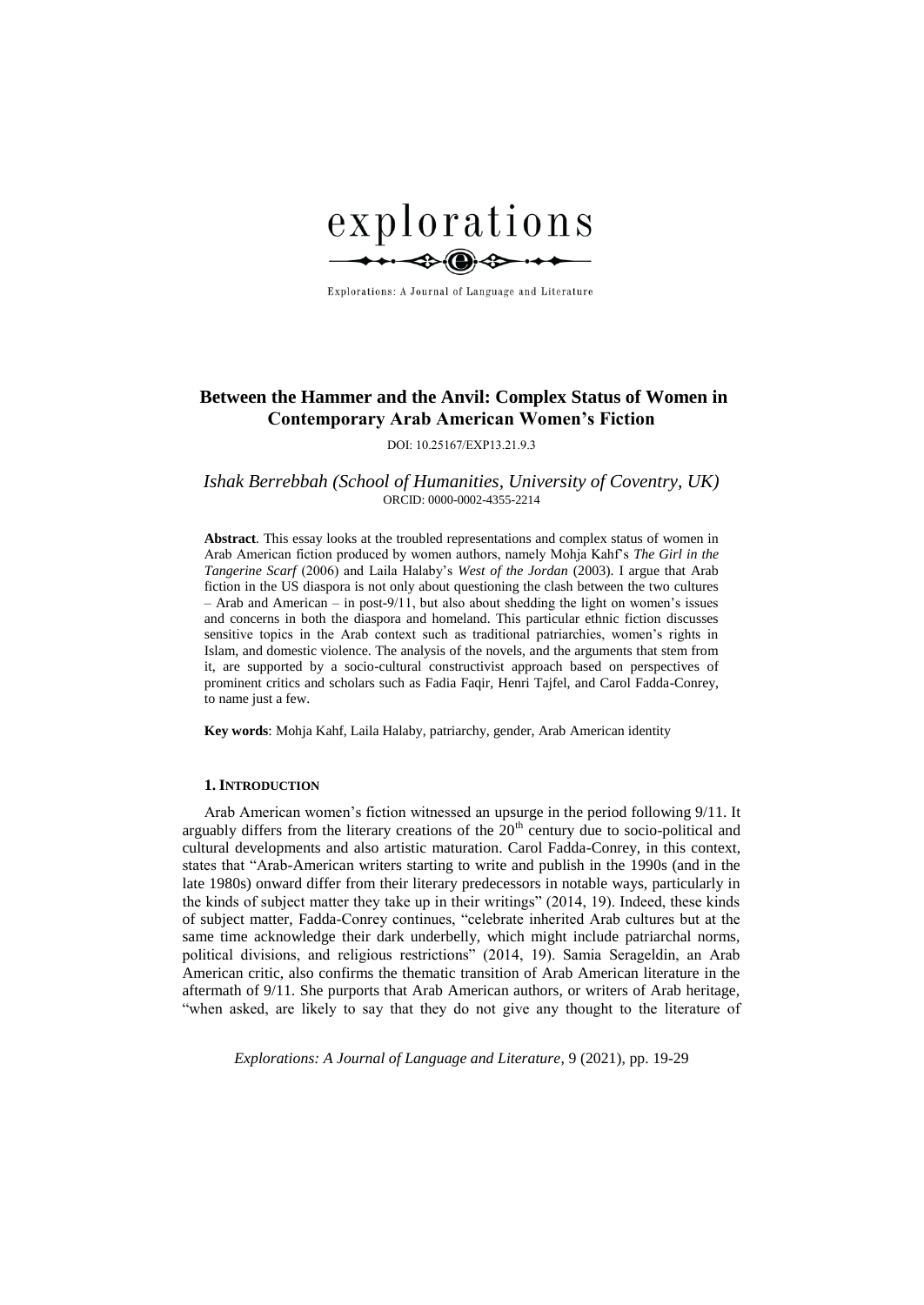# Between the Hammer and the Anvil: Complex Status of Women in Contemporary Arab American Women's Fiction

DOI: 10.25167/EXP13.21.9.3

*Ishak Berrebbah (School of Humanities, University of Coventry, UK)*
ORCID: 0000-0002-4355-2214

**Abstract**. This essay looks at the troubled representations and complex status of women in Arab American fiction produced by women authors, namely Mohja Kahf's *The Girl in the Tangerine Scarf* (2006) and Laila Halaby's *West of the Jordan* (2003). I argue that Arab fiction in the US diaspora is not only about questioning the clash between the two cultures – Arab and American – in post-9/11, but also about shedding the light on women's issues and concerns in both the diaspora and homeland. This particular ethnic fiction discusses sensitive topics in the Arab context such as traditional patriarchies, women's rights in Islam, and domestic violence. The analysis of the novels, and the arguments that stem from it, are supported by a socio-cultural constructivist approach based on perspectives of prominent critics and scholars such as Fadia Faqir, Henri Tajfel, and Carol Fadda-Conrey, to name just a few.

**Key words**: Mohja Kahf, Laila Halaby, patriarchy, gender, Arab American identity

## 1. Introduction

Arab American women's fiction witnessed an upsurge in the period following 9/11. It arguably differs from the literary creations of the 20th century due to socio-political and cultural developments and also artistic maturation. Carol Fadda-Conrey, in this context, states that "Arab-American writers starting to write and publish in the 1990s (and in the late 1980s) onward differ from their literary predecessors in notable ways, particularly in the kinds of subject matter they take up in their writings" (2014, 19). Indeed, these kinds of subject matter, Fadda-Conrey continues, "celebrate inherited Arab cultures but at the same time acknowledge their dark underbelly, which might include patriarchal norms, political divisions, and religious restrictions" (2014, 19). Samia Serageldin, an Arab American critic, also confirms the thematic transition of Arab American literature in the aftermath of 9/11. She purports that Arab American authors, or writers of Arab heritage, "when asked, are likely to say that they do not give any thought to the literature of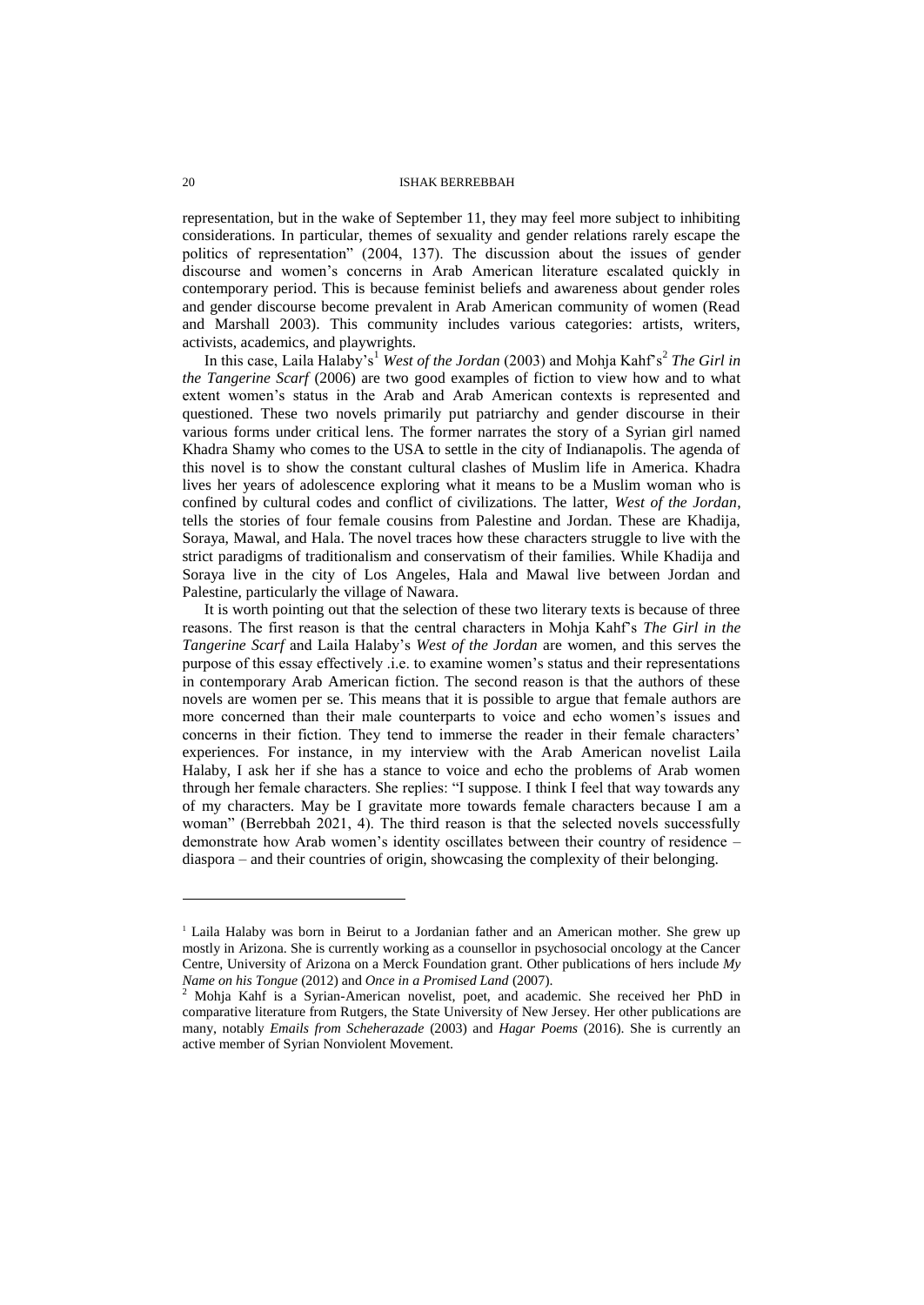representation, but in the wake of September 11, they may feel more subject to inhibiting considerations. In particular, themes of sexuality and gender relations rarely escape the politics of representation" (2004, 137). The discussion about the issues of gender discourse and women's concerns in Arab American literature escalated quickly in contemporary period. This is because feminist beliefs and awareness about gender roles and gender discourse become prevalent in Arab American community of women (Read and Marshall 2003). This community includes various categories: artists, writers, activists, academics, and playwrights.

In this case, Laila Halaby's[1] *West of the Jordan* (2003) and Mohja Kahf's[2] *The Girl in the Tangerine Scarf* (2006) are two good examples of fiction to view how and to what extent women's status in the Arab and Arab American contexts is represented and questioned. These two novels primarily put patriarchy and gender discourse in their various forms under critical lens. The former narrates the story of a Syrian girl named Khadra Shamy who comes to the USA to settle in the city of Indianapolis. The agenda of this novel is to show the constant cultural clashes of Muslim life in America. Khadra lives her years of adolescence exploring what it means to be a Muslim woman who is confined by cultural codes and conflict of civilizations. The latter, *West of the Jordan*, tells the stories of four female cousins from Palestine and Jordan. These are Khadija, Soraya, Mawal, and Hala. The novel traces how these characters struggle to live with the strict paradigms of traditionalism and conservatism of their families. While Khadija and Soraya live in the city of Los Angeles, Hala and Mawal live between Jordan and Palestine, particularly the village of Nawara.

It is worth pointing out that the selection of these two literary texts is because of three reasons. The first reason is that the central characters in Mohja Kahf's *The Girl in the Tangerine Scarf* and Laila Halaby's *West of the Jordan* are women, and this serves the purpose of this essay effectively .i.e. to examine women's status and their representations in contemporary Arab American fiction. The second reason is that the authors of these novels are women per se. This means that it is possible to argue that female authors are more concerned than their male counterparts to voice and echo women's issues and concerns in their fiction. They tend to immerse the reader in their female characters' experiences. For instance, in my interview with the Arab American novelist Laila Halaby, I ask her if she has a stance to voice and echo the problems of Arab women through her female characters. She replies: "I suppose. I think I feel that way towards any of my characters. May be I gravitate more towards female characters because I am a woman" (Berrebbah 2021, 4). The third reason is that the selected novels successfully demonstrate how Arab women's identity oscillates between their country of residence – diaspora – and their countries of origin, showcasing the complexity of their belonging.

---

[1] Laila Halaby was born in Beirut to a Jordanian father and an American mother. She grew up mostly in Arizona. She is currently working as a counsellor in psychosocial oncology at the Cancer Centre, University of Arizona on a Merck Foundation grant. Other publications of hers include *My Name on his Tongue* (2012) and *Once in a Promised Land* (2007).

[2] Mohja Kahf is a Syrian-American novelist, poet, and academic. She received her PhD in comparative literature from Rutgers, the State University of New Jersey. Her other publications are many, notably *Emails from Scheherazade* (2003) and *Hagar Poems* (2016). She is currently an active member of Syrian Nonviolent Movement.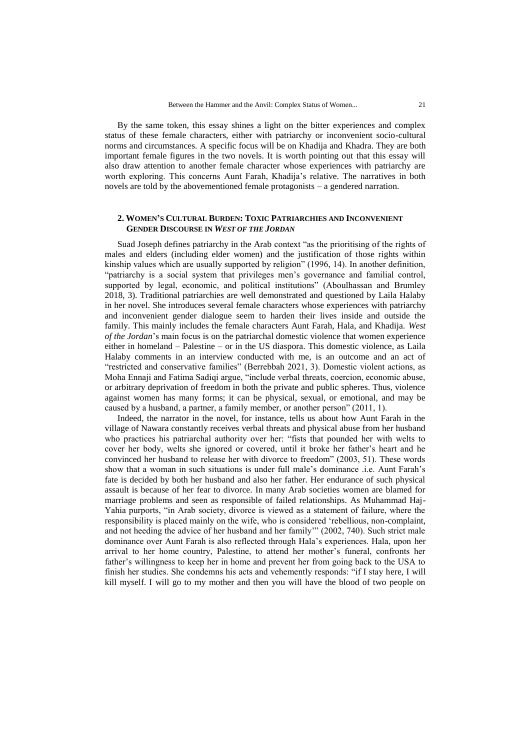By the same token, this essay shines a light on the bitter experiences and complex status of these female characters, either with patriarchy or inconvenient socio-cultural norms and circumstances. A specific focus will be on Khadija and Khadra. They are both important female figures in the two novels. It is worth pointing out that this essay will also draw attention to another female character whose experiences with patriarchy are worth exploring. This concerns Aunt Farah, Khadija's relative. The narratives in both novels are told by the abovementioned female protagonists – a gendered narration.

## 2. WOMEN'S CULTURAL BURDEN: TOXIC PATRIARCHIES AND INCONVENIENT GENDER DISCOURSE IN *WEST OF THE JORDAN*

Suad Joseph defines patriarchy in the Arab context "as the prioritising of the rights of males and elders (including elder women) and the justification of those rights within kinship values which are usually supported by religion" (1996, 14). In another definition, "patriarchy is a social system that privileges men's governance and familial control, supported by legal, economic, and political institutions" (Aboulhassan and Brumley 2018, 3). Traditional patriarchies are well demonstrated and questioned by Laila Halaby in her novel. She introduces several female characters whose experiences with patriarchy and inconvenient gender dialogue seem to harden their lives inside and outside the family. This mainly includes the female characters Aunt Farah, Hala, and Khadija. *West of the Jordan*'s main focus is on the patriarchal domestic violence that women experience either in homeland – Palestine – or in the US diaspora. This domestic violence, as Laila Halaby comments in an interview conducted with me, is an outcome and an act of "restricted and conservative families" (Berrebbah 2021, 3). Domestic violent actions, as Moha Ennaji and Fatima Sadiqi argue, "include verbal threats, coercion, economic abuse, or arbitrary deprivation of freedom in both the private and public spheres. Thus, violence against women has many forms; it can be physical, sexual, or emotional, and may be caused by a husband, a partner, a family member, or another person" (2011, 1).

Indeed, the narrator in the novel, for instance, tells us about how Aunt Farah in the village of Nawara constantly receives verbal threats and physical abuse from her husband who practices his patriarchal authority over her: "fists that pounded her with welts to cover her body, welts she ignored or covered, until it broke her father's heart and he convinced her husband to release her with divorce to freedom" (2003, 51). These words show that a woman in such situations is under full male's dominance .i.e. Aunt Farah's fate is decided by both her husband and also her father. Her endurance of such physical assault is because of her fear to divorce. In many Arab societies women are blamed for marriage problems and seen as responsible of failed relationships. As Muhammad Haj-Yahia purports, "in Arab society, divorce is viewed as a statement of failure, where the responsibility is placed mainly on the wife, who is considered 'rebellious, non-complaint, and not heeding the advice of her husband and her family'" (2002, 740). Such strict male dominance over Aunt Farah is also reflected through Hala's experiences. Hala, upon her arrival to her home country, Palestine, to attend her mother's funeral, confronts her father's willingness to keep her in home and prevent her from going back to the USA to finish her studies. She condemns his acts and vehemently responds: "if I stay here, I will kill myself. I will go to my mother and then you will have the blood of two people on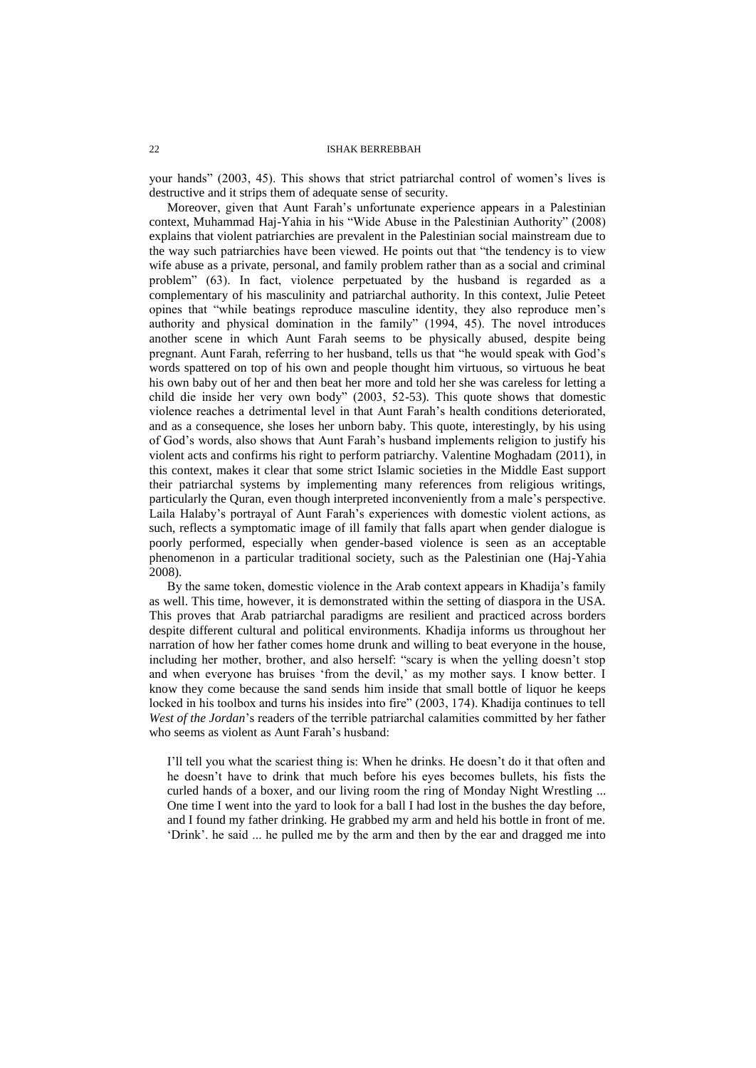your hands" (2003, 45). This shows that strict patriarchal control of women's lives is destructive and it strips them of adequate sense of security.

Moreover, given that Aunt Farah's unfortunate experience appears in a Palestinian context, Muhammad Haj-Yahia in his "Wide Abuse in the Palestinian Authority" (2008) explains that violent patriarchies are prevalent in the Palestinian social mainstream due to the way such patriarchies have been viewed. He points out that "the tendency is to view wife abuse as a private, personal, and family problem rather than as a social and criminal problem" (63). In fact, violence perpetuated by the husband is regarded as a complementary of his masculinity and patriarchal authority. In this context, Julie Peteet opines that "while beatings reproduce masculine identity, they also reproduce men's authority and physical domination in the family" (1994, 45). The novel introduces another scene in which Aunt Farah seems to be physically abused, despite being pregnant. Aunt Farah, referring to her husband, tells us that "he would speak with God's words spattered on top of his own and people thought him virtuous, so virtuous he beat his own baby out of her and then beat her more and told her she was careless for letting a child die inside her very own body" (2003, 52-53). This quote shows that domestic violence reaches a detrimental level in that Aunt Farah's health conditions deteriorated, and as a consequence, she loses her unborn baby. This quote, interestingly, by his using of God's words, also shows that Aunt Farah's husband implements religion to justify his violent acts and confirms his right to perform patriarchy. Valentine Moghadam (2011), in this context, makes it clear that some strict Islamic societies in the Middle East support their patriarchal systems by implementing many references from religious writings, particularly the Quran, even though interpreted inconveniently from a male's perspective. Laila Halaby's portrayal of Aunt Farah's experiences with domestic violent actions, as such, reflects a symptomatic image of ill family that falls apart when gender dialogue is poorly performed, especially when gender-based violence is seen as an acceptable phenomenon in a particular traditional society, such as the Palestinian one (Haj-Yahia 2008).

By the same token, domestic violence in the Arab context appears in Khadija's family as well. This time, however, it is demonstrated within the setting of diaspora in the USA. This proves that Arab patriarchal paradigms are resilient and practiced across borders despite different cultural and political environments. Khadija informs us throughout her narration of how her father comes home drunk and willing to beat everyone in the house, including her mother, brother, and also herself: "scary is when the yelling doesn't stop and when everyone has bruises 'from the devil,' as my mother says. I know better. I know they come because the sand sends him inside that small bottle of liquor he keeps locked in his toolbox and turns his insides into fire" (2003, 174). Khadija continues to tell *West of the Jordan*'s readers of the terrible patriarchal calamities committed by her father who seems as violent as Aunt Farah's husband:

> I'll tell you what the scariest thing is: When he drinks. He doesn't do it that often and he doesn't have to drink that much before his eyes becomes bullets, his fists the curled hands of a boxer, and our living room the ring of Monday Night Wrestling ... One time I went into the yard to look for a ball I had lost in the bushes the day before, and I found my father drinking. He grabbed my arm and held his bottle in front of me. 'Drink'. he said ... he pulled me by the arm and then by the ear and dragged me into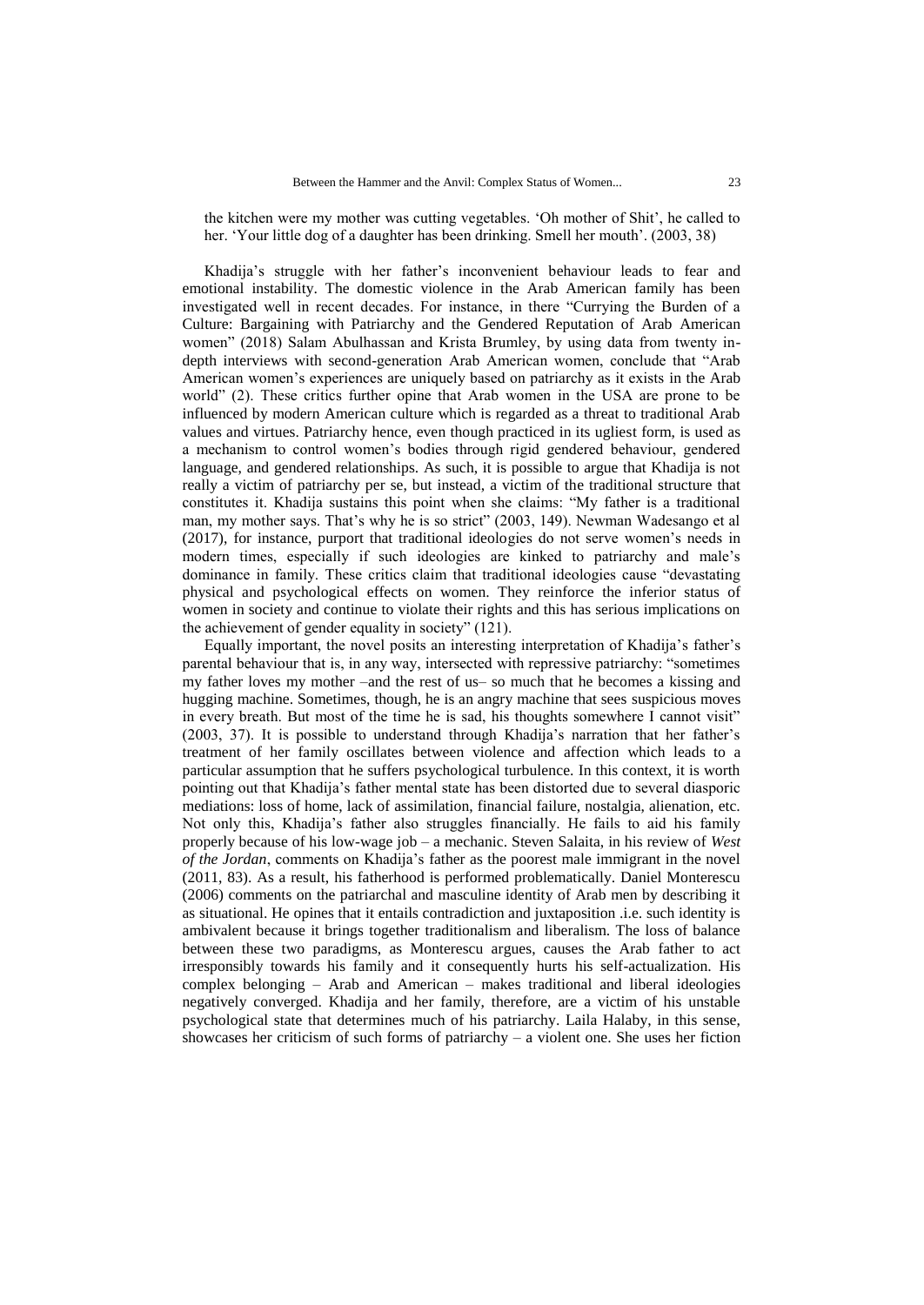the kitchen were my mother was cutting vegetables. 'Oh mother of Shit', he called to her. 'Your little dog of a daughter has been drinking. Smell her mouth'. (2003, 38)

Khadija's struggle with her father's inconvenient behaviour leads to fear and emotional instability. The domestic violence in the Arab American family has been investigated well in recent decades. For instance, in there "Currying the Burden of a Culture: Bargaining with Patriarchy and the Gendered Reputation of Arab American women" (2018) Salam Abulhassan and Krista Brumley, by using data from twenty in-depth interviews with second-generation Arab American women, conclude that "Arab American women's experiences are uniquely based on patriarchy as it exists in the Arab world" (2). These critics further opine that Arab women in the USA are prone to be influenced by modern American culture which is regarded as a threat to traditional Arab values and virtues. Patriarchy hence, even though practiced in its ugliest form, is used as a mechanism to control women's bodies through rigid gendered behaviour, gendered language, and gendered relationships. As such, it is possible to argue that Khadija is not really a victim of patriarchy per se, but instead, a victim of the traditional structure that constitutes it. Khadija sustains this point when she claims: "My father is a traditional man, my mother says. That's why he is so strict" (2003, 149). Newman Wadesango et al (2017), for instance, purport that traditional ideologies do not serve women's needs in modern times, especially if such ideologies are kinked to patriarchy and male's dominance in family. These critics claim that traditional ideologies cause "devastating physical and psychological effects on women. They reinforce the inferior status of women in society and continue to violate their rights and this has serious implications on the achievement of gender equality in society" (121).

Equally important, the novel posits an interesting interpretation of Khadija's father's parental behaviour that is, in any way, intersected with repressive patriarchy: "sometimes my father loves my mother –and the rest of us– so much that he becomes a kissing and hugging machine. Sometimes, though, he is an angry machine that sees suspicious moves in every breath. But most of the time he is sad, his thoughts somewhere I cannot visit" (2003, 37). It is possible to understand through Khadija's narration that her father's treatment of her family oscillates between violence and affection which leads to a particular assumption that he suffers psychological turbulence. In this context, it is worth pointing out that Khadija's father mental state has been distorted due to several diasporic mediations: loss of home, lack of assimilation, financial failure, nostalgia, alienation, etc. Not only this, Khadija's father also struggles financially. He fails to aid his family properly because of his low-wage job – a mechanic. Steven Salaita, in his review of *West of the Jordan*, comments on Khadija's father as the poorest male immigrant in the novel (2011, 83). As a result, his fatherhood is performed problematically. Daniel Monterescu (2006) comments on the patriarchal and masculine identity of Arab men by describing it as situational. He opines that it entails contradiction and juxtaposition .i.e. such identity is ambivalent because it brings together traditionalism and liberalism. The loss of balance between these two paradigms, as Monterescu argues, causes the Arab father to act irresponsibly towards his family and it consequently hurts his self-actualization. His complex belonging – Arab and American – makes traditional and liberal ideologies negatively converged. Khadija and her family, therefore, are a victim of his unstable psychological state that determines much of his patriarchy. Laila Halaby, in this sense, showcases her criticism of such forms of patriarchy – a violent one. She uses her fiction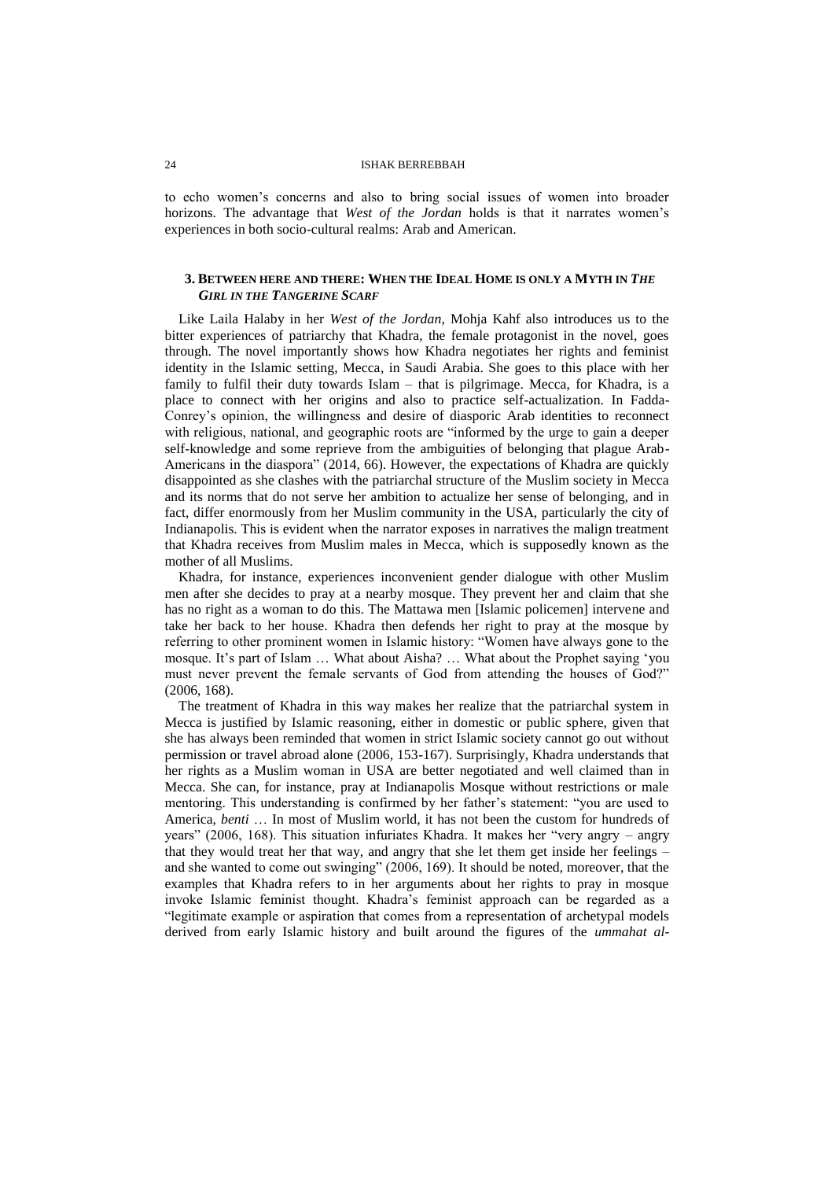to echo women's concerns and also to bring social issues of women into broader horizons. The advantage that *West of the Jordan* holds is that it narrates women's experiences in both socio-cultural realms: Arab and American.

### 3. Between here and there: When the Ideal Home is only a Myth in *The Girl in the Tangerine Scarf*

Like Laila Halaby in her *West of the Jordan*, Mohja Kahf also introduces us to the bitter experiences of patriarchy that Khadra, the female protagonist in the novel, goes through. The novel importantly shows how Khadra negotiates her rights and feminist identity in the Islamic setting, Mecca, in Saudi Arabia. She goes to this place with her family to fulfil their duty towards Islam – that is pilgrimage. Mecca, for Khadra, is a place to connect with her origins and also to practice self-actualization. In Fadda-Conrey's opinion, the willingness and desire of diasporic Arab identities to reconnect with religious, national, and geographic roots are "informed by the urge to gain a deeper self-knowledge and some reprieve from the ambiguities of belonging that plague Arab-Americans in the diaspora" (2014, 66). However, the expectations of Khadra are quickly disappointed as she clashes with the patriarchal structure of the Muslim society in Mecca and its norms that do not serve her ambition to actualize her sense of belonging, and in fact, differ enormously from her Muslim community in the USA, particularly the city of Indianapolis. This is evident when the narrator exposes in narratives the malign treatment that Khadra receives from Muslim males in Mecca, which is supposedly known as the mother of all Muslims.

Khadra, for instance, experiences inconvenient gender dialogue with other Muslim men after she decides to pray at a nearby mosque. They prevent her and claim that she has no right as a woman to do this. The Mattawa men [Islamic policemen] intervene and take her back to her house. Khadra then defends her right to pray at the mosque by referring to other prominent women in Islamic history: "Women have always gone to the mosque. It's part of Islam … What about Aisha? … What about the Prophet saying 'you must never prevent the female servants of God from attending the houses of God?" (2006, 168).

The treatment of Khadra in this way makes her realize that the patriarchal system in Mecca is justified by Islamic reasoning, either in domestic or public sphere, given that she has always been reminded that women in strict Islamic society cannot go out without permission or travel abroad alone (2006, 153-167). Surprisingly, Khadra understands that her rights as a Muslim woman in USA are better negotiated and well claimed than in Mecca. She can, for instance, pray at Indianapolis Mosque without restrictions or male mentoring. This understanding is confirmed by her father's statement: "you are used to America, *benti* … In most of Muslim world, it has not been the custom for hundreds of years" (2006, 168). This situation infuriates Khadra. It makes her "very angry – angry that they would treat her that way, and angry that she let them get inside her feelings – and she wanted to come out swinging" (2006, 169). It should be noted, moreover, that the examples that Khadra refers to in her arguments about her rights to pray in mosque invoke Islamic feminist thought. Khadra's feminist approach can be regarded as a "legitimate example or aspiration that comes from a representation of archetypal models derived from early Islamic history and built around the figures of the *ummahat al-*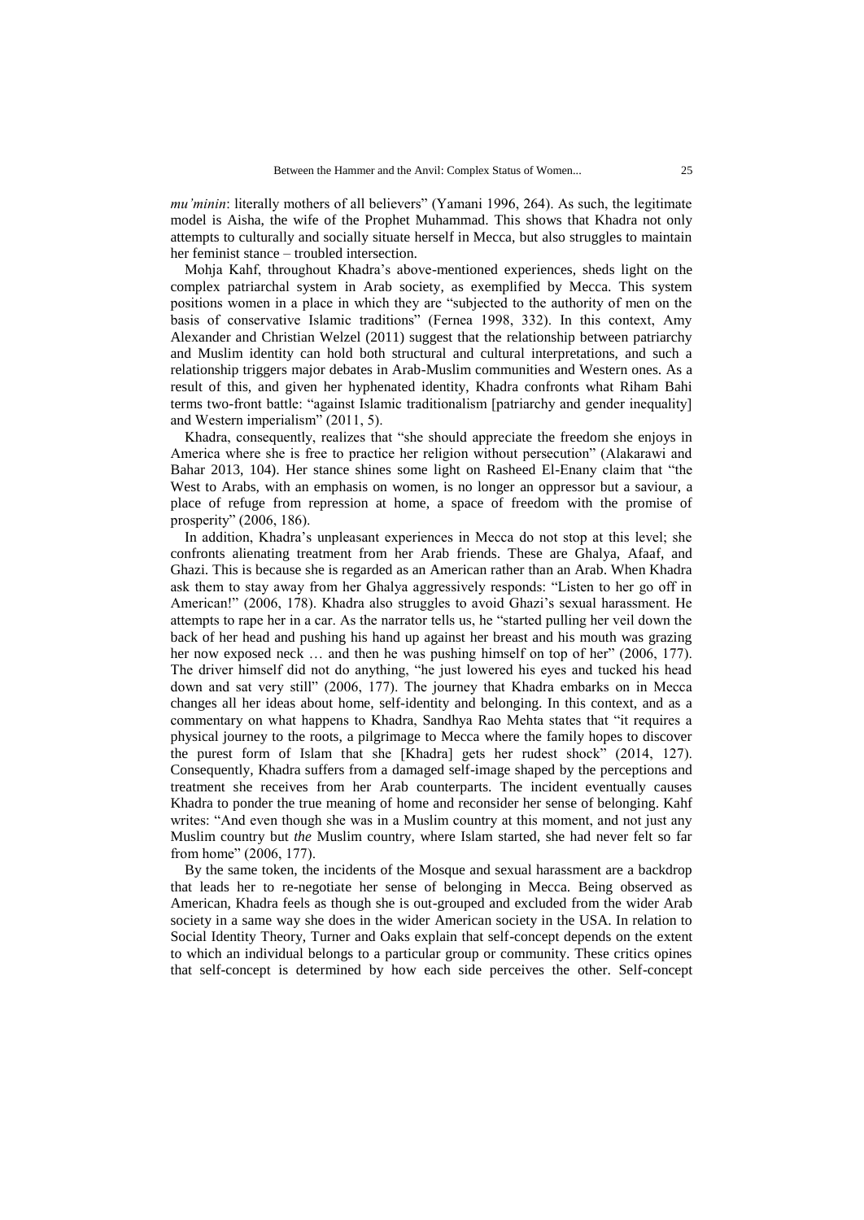*mu'minin*: literally mothers of all believers" (Yamani 1996, 264). As such, the legitimate model is Aisha, the wife of the Prophet Muhammad. This shows that Khadra not only attempts to culturally and socially situate herself in Mecca, but also struggles to maintain her feminist stance – troubled intersection.

Mohja Kahf, throughout Khadra's above-mentioned experiences, sheds light on the complex patriarchal system in Arab society, as exemplified by Mecca. This system positions women in a place in which they are "subjected to the authority of men on the basis of conservative Islamic traditions" (Fernea 1998, 332). In this context, Amy Alexander and Christian Welzel (2011) suggest that the relationship between patriarchy and Muslim identity can hold both structural and cultural interpretations, and such a relationship triggers major debates in Arab-Muslim communities and Western ones. As a result of this, and given her hyphenated identity, Khadra confronts what Riham Bahi terms two-front battle: "against Islamic traditionalism [patriarchy and gender inequality] and Western imperialism" (2011, 5).

Khadra, consequently, realizes that "she should appreciate the freedom she enjoys in America where she is free to practice her religion without persecution" (Alakarawi and Bahar 2013, 104). Her stance shines some light on Rasheed El-Enany claim that "the West to Arabs, with an emphasis on women, is no longer an oppressor but a saviour, a place of refuge from repression at home, a space of freedom with the promise of prosperity" (2006, 186).

In addition, Khadra's unpleasant experiences in Mecca do not stop at this level; she confronts alienating treatment from her Arab friends. These are Ghalya, Afaaf, and Ghazi. This is because she is regarded as an American rather than an Arab. When Khadra ask them to stay away from her Ghalya aggressively responds: "Listen to her go off in American!" (2006, 178). Khadra also struggles to avoid Ghazi's sexual harassment. He attempts to rape her in a car. As the narrator tells us, he "started pulling her veil down the back of her head and pushing his hand up against her breast and his mouth was grazing her now exposed neck … and then he was pushing himself on top of her" (2006, 177). The driver himself did not do anything, "he just lowered his eyes and tucked his head down and sat very still" (2006, 177). The journey that Khadra embarks on in Mecca changes all her ideas about home, self-identity and belonging. In this context, and as a commentary on what happens to Khadra, Sandhya Rao Mehta states that "it requires a physical journey to the roots, a pilgrimage to Mecca where the family hopes to discover the purest form of Islam that she [Khadra] gets her rudest shock" (2014, 127). Consequently, Khadra suffers from a damaged self-image shaped by the perceptions and treatment she receives from her Arab counterparts. The incident eventually causes Khadra to ponder the true meaning of home and reconsider her sense of belonging. Kahf writes: "And even though she was in a Muslim country at this moment, and not just any Muslim country but *the* Muslim country, where Islam started, she had never felt so far from home" (2006, 177).

By the same token, the incidents of the Mosque and sexual harassment are a backdrop that leads her to re-negotiate her sense of belonging in Mecca. Being observed as American, Khadra feels as though she is out-grouped and excluded from the wider Arab society in a same way she does in the wider American society in the USA. In relation to Social Identity Theory, Turner and Oaks explain that self-concept depends on the extent to which an individual belongs to a particular group or community. These critics opines that self-concept is determined by how each side perceives the other. Self-concept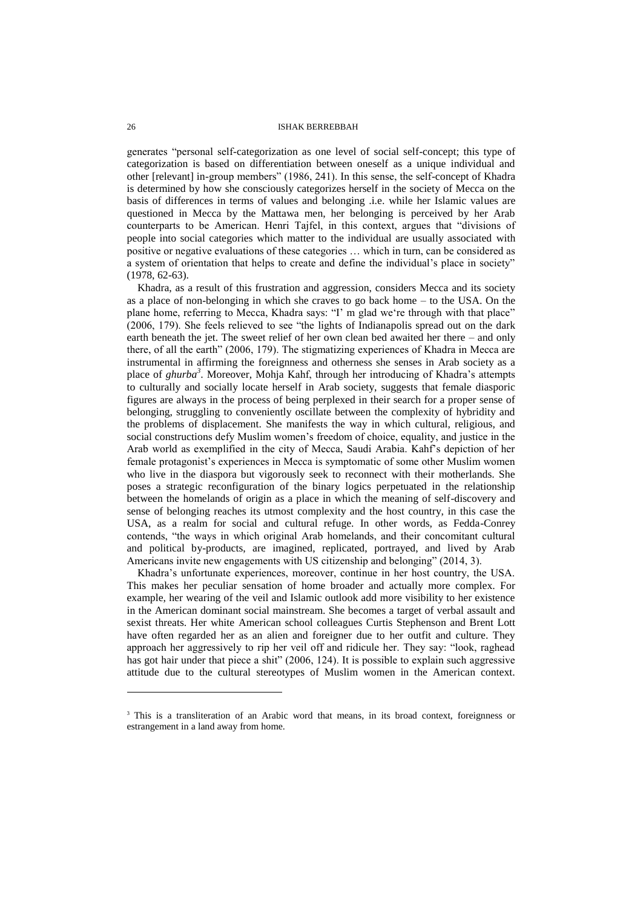generates "personal self-categorization as one level of social self-concept; this type of categorization is based on differentiation between oneself as a unique individual and other [relevant] in-group members" (1986, 241). In this sense, the self-concept of Khadra is determined by how she consciously categorizes herself in the society of Mecca on the basis of differences in terms of values and belonging .i.e. while her Islamic values are questioned in Mecca by the Mattawa men, her belonging is perceived by her Arab counterparts to be American. Henri Tajfel, in this context, argues that "divisions of people into social categories which matter to the individual are usually associated with positive or negative evaluations of these categories … which in turn, can be considered as a system of orientation that helps to create and define the individual's place in society" (1978, 62-63).

Khadra, as a result of this frustration and aggression, considers Mecca and its society as a place of non-belonging in which she craves to go back home – to the USA. On the plane home, referring to Mecca, Khadra says: "I' m glad we're through with that place" (2006, 179). She feels relieved to see "the lights of Indianapolis spread out on the dark earth beneath the jet. The sweet relief of her own clean bed awaited her there – and only there, of all the earth" (2006, 179). The stigmatizing experiences of Khadra in Mecca are instrumental in affirming the foreignness and otherness she senses in Arab society as a place of *ghurba*[3]. Moreover, Mohja Kahf, through her introducing of Khadra's attempts to culturally and socially locate herself in Arab society, suggests that female diasporic figures are always in the process of being perplexed in their search for a proper sense of belonging, struggling to conveniently oscillate between the complexity of hybridity and the problems of displacement. She manifests the way in which cultural, religious, and social constructions defy Muslim women's freedom of choice, equality, and justice in the Arab world as exemplified in the city of Mecca, Saudi Arabia. Kahf's depiction of her female protagonist's experiences in Mecca is symptomatic of some other Muslim women who live in the diaspora but vigorously seek to reconnect with their motherlands. She poses a strategic reconfiguration of the binary logics perpetuated in the relationship between the homelands of origin as a place in which the meaning of self-discovery and sense of belonging reaches its utmost complexity and the host country, in this case the USA, as a realm for social and cultural refuge. In other words, as Fedda-Conrey contends, "the ways in which original Arab homelands, and their concomitant cultural and political by-products, are imagined, replicated, portrayed, and lived by Arab Americans invite new engagements with US citizenship and belonging" (2014, 3).

Khadra's unfortunate experiences, moreover, continue in her host country, the USA. This makes her peculiar sensation of home broader and actually more complex. For example, her wearing of the veil and Islamic outlook add more visibility to her existence in the American dominant social mainstream. She becomes a target of verbal assault and sexist threats. Her white American school colleagues Curtis Stephenson and Brent Lott have often regarded her as an alien and foreigner due to her outfit and culture. They approach her aggressively to rip her veil off and ridicule her. They say: "look, raghead has got hair under that piece a shit" (2006, 124). It is possible to explain such aggressive attitude due to the cultural stereotypes of Muslim women in the American context.

[3] This is a transliteration of an Arabic word that means, in its broad context, foreignness or estrangement in a land away from home.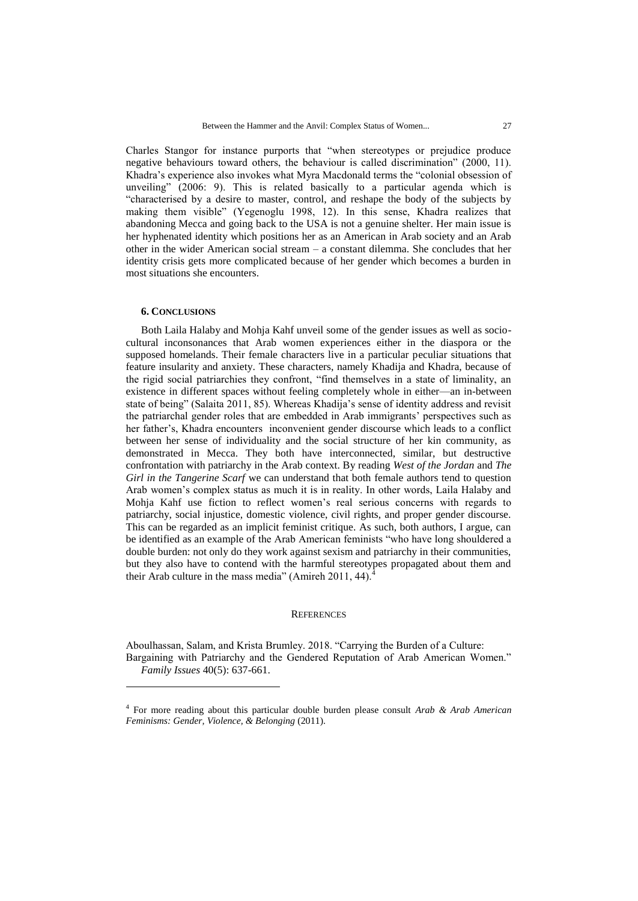Charles Stangor for instance purports that "when stereotypes or prejudice produce negative behaviours toward others, the behaviour is called discrimination" (2000, 11). Khadra's experience also invokes what Myra Macdonald terms the "colonial obsession of unveiling" (2006: 9). This is related basically to a particular agenda which is "characterised by a desire to master, control, and reshape the body of the subjects by making them visible" (Yegenoglu 1998, 12). In this sense, Khadra realizes that abandoning Mecca and going back to the USA is not a genuine shelter. Her main issue is her hyphenated identity which positions her as an American in Arab society and an Arab other in the wider American social stream – a constant dilemma. She concludes that her identity crisis gets more complicated because of her gender which becomes a burden in most situations she encounters.

## 6. Conclusions

Both Laila Halaby and Mohja Kahf unveil some of the gender issues as well as socio-cultural inconsonances that Arab women experiences either in the diaspora or the supposed homelands. Their female characters live in a particular peculiar situations that feature insularity and anxiety. These characters, namely Khadija and Khadra, because of the rigid social patriarchies they confront, "find themselves in a state of liminality, an existence in different spaces without feeling completely whole in either—an in-between state of being" (Salaita 2011, 85). Whereas Khadija's sense of identity address and revisit the patriarchal gender roles that are embedded in Arab immigrants' perspectives such as her father's, Khadra encounters inconvenient gender discourse which leads to a conflict between her sense of individuality and the social structure of her kin community, as demonstrated in Mecca. They both have interconnected, similar, but destructive confrontation with patriarchy in the Arab context. By reading *West of the Jordan* and *The Girl in the Tangerine Scarf* we can understand that both female authors tend to question Arab women's complex status as much it is in reality. In other words, Laila Halaby and Mohja Kahf use fiction to reflect women's real serious concerns with regards to patriarchy, social injustice, domestic violence, civil rights, and proper gender discourse. This can be regarded as an implicit feminist critique. As such, both authors, I argue, can be identified as an example of the Arab American feminists "who have long shouldered a double burden: not only do they work against sexism and patriarchy in their communities, but they also have to contend with the harmful stereotypes propagated about them and their Arab culture in the mass media" (Amireh 2011, 44).[4]

## References

Aboulhassan, Salam, and Krista Brumley. 2018. "Carrying the Burden of a Culture: Bargaining with Patriarchy and the Gendered Reputation of Arab American Women." *Family Issues* 40(5): 637-661.

[4] For more reading about this particular double burden please consult *Arab & Arab American Feminisms: Gender, Violence, & Belonging* (2011).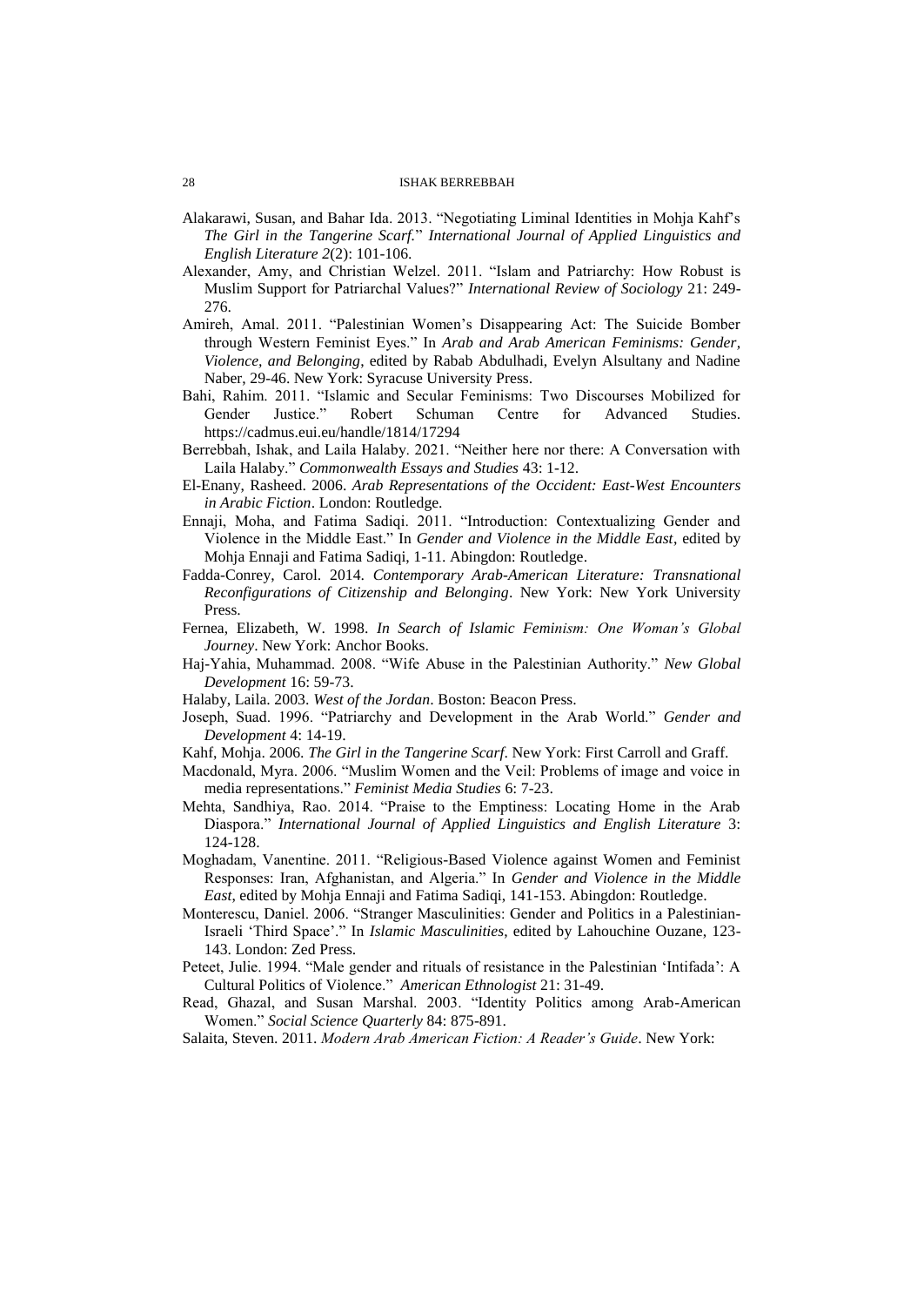Alakarawi, Susan, and Bahar Ida. 2013. "Negotiating Liminal Identities in Mohja Kahf's *The Girl in the Tangerine Scarf*." *International Journal of Applied Linguistics and English Literature 2*(2): 101-106.

Alexander, Amy, and Christian Welzel. 2011. "Islam and Patriarchy: How Robust is Muslim Support for Patriarchal Values?" *International Review of Sociology* 21: 249-276.

Amireh, Amal. 2011. "Palestinian Women's Disappearing Act: The Suicide Bomber through Western Feminist Eyes." In *Arab and Arab American Feminisms: Gender, Violence, and Belonging*, edited by Rabab Abdulhadi, Evelyn Alsultany and Nadine Naber, 29-46. New York: Syracuse University Press.

Bahi, Rahim. 2011. "Islamic and Secular Feminisms: Two Discourses Mobilized for Gender Justice." Robert Schuman Centre for Advanced Studies. https://cadmus.eui.eu/handle/1814/17294

Berrebbah, Ishak, and Laila Halaby. 2021. "Neither here nor there: A Conversation with Laila Halaby." *Commonwealth Essays and Studies* 43: 1-12.

El-Enany, Rasheed. 2006. *Arab Representations of the Occident: East-West Encounters in Arabic Fiction*. London: Routledge.

Ennaji, Moha, and Fatima Sadiqi. 2011. "Introduction: Contextualizing Gender and Violence in the Middle East." In *Gender and Violence in the Middle East*, edited by Mohja Ennaji and Fatima Sadiqi, 1-11. Abingdon: Routledge.

Fadda-Conrey, Carol. 2014. *Contemporary Arab-American Literature: Transnational Reconfigurations of Citizenship and Belonging*. New York: New York University Press.

Fernea, Elizabeth, W. 1998. *In Search of Islamic Feminism: One Woman's Global Journey*. New York: Anchor Books.

Haj-Yahia, Muhammad. 2008. "Wife Abuse in the Palestinian Authority." *New Global Development* 16: 59-73.

Halaby, Laila. 2003. *West of the Jordan*. Boston: Beacon Press.

Joseph, Suad. 1996. "Patriarchy and Development in the Arab World." *Gender and Development* 4: 14-19.

Kahf, Mohja. 2006. *The Girl in the Tangerine Scarf*. New York: First Carroll and Graff.

Macdonald, Myra. 2006. "Muslim Women and the Veil: Problems of image and voice in media representations." *Feminist Media Studies* 6: 7-23.

Mehta, Sandhiya, Rao. 2014. "Praise to the Emptiness: Locating Home in the Arab Diaspora." *International Journal of Applied Linguistics and English Literature* 3: 124-128.

Moghadam, Vanentine. 2011. "Religious-Based Violence against Women and Feminist Responses: Iran, Afghanistan, and Algeria." In *Gender and Violence in the Middle East*, edited by Mohja Ennaji and Fatima Sadiqi, 141-153. Abingdon: Routledge.

Monterescu, Daniel. 2006. "Stranger Masculinities: Gender and Politics in a Palestinian-Israeli 'Third Space'." In *Islamic Masculinities*, edited by Lahouchine Ouzane, 123-143. London: Zed Press.

Peteet, Julie. 1994. "Male gender and rituals of resistance in the Palestinian 'Intifada': A Cultural Politics of Violence." *American Ethnologist* 21: 31-49.

Read, Ghazal, and Susan Marshal. 2003. "Identity Politics among Arab-American Women." *Social Science Quarterly* 84: 875-891.

Salaita, Steven. 2011. *Modern Arab American Fiction: A Reader's Guide*. New York: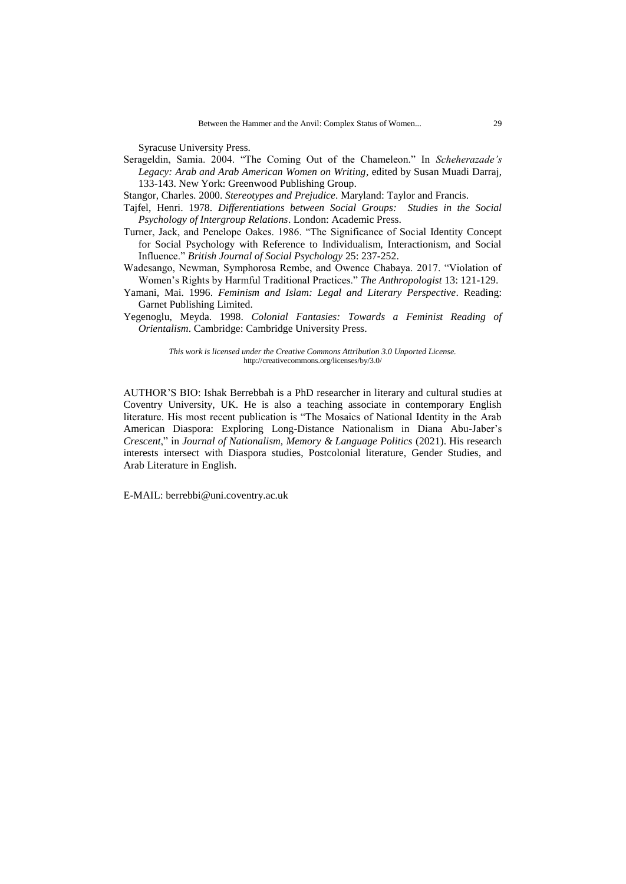Syracuse University Press.

Serageldin, Samia. 2004. "The Coming Out of the Chameleon." In *Scheherazade's Legacy: Arab and Arab American Women on Writing*, edited by Susan Muadi Darraj, 133-143. New York: Greenwood Publishing Group.

Stangor, Charles. 2000. *Stereotypes and Prejudice*. Maryland: Taylor and Francis.

Tajfel, Henri. 1978. *Differentiations between Social Groups: Studies in the Social Psychology of Intergroup Relations*. London: Academic Press.

Turner, Jack, and Penelope Oakes. 1986. "The Significance of Social Identity Concept for Social Psychology with Reference to Individualism, Interactionism, and Social Influence." *British Journal of Social Psychology* 25: 237-252.

Wadesango, Newman, Symphorosa Rembe, and Owence Chabaya. 2017. "Violation of Women's Rights by Harmful Traditional Practices." *The Anthropologist* 13: 121-129.

Yamani, Mai. 1996. *Feminism and Islam: Legal and Literary Perspective*. Reading: Garnet Publishing Limited.

Yegenoglu, Meyda. 1998. *Colonial Fantasies: Towards a Feminist Reading of Orientalism*. Cambridge: Cambridge University Press.

*This work is licensed under the Creative Commons Attribution 3.0 Unported License.*
http://creativecommons.org/licenses/by/3.0/

AUTHOR'S BIO: Ishak Berrebbah is a PhD researcher in literary and cultural studies at Coventry University, UK. He is also a teaching associate in contemporary English literature. His most recent publication is "The Mosaics of National Identity in the Arab American Diaspora: Exploring Long-Distance Nationalism in Diana Abu-Jaber's *Crescent*," in *Journal of Nationalism, Memory & Language Politics* (2021). His research interests intersect with Diaspora studies, Postcolonial literature, Gender Studies, and Arab Literature in English.

E-MAIL: berrebbi@uni.coventry.ac.uk